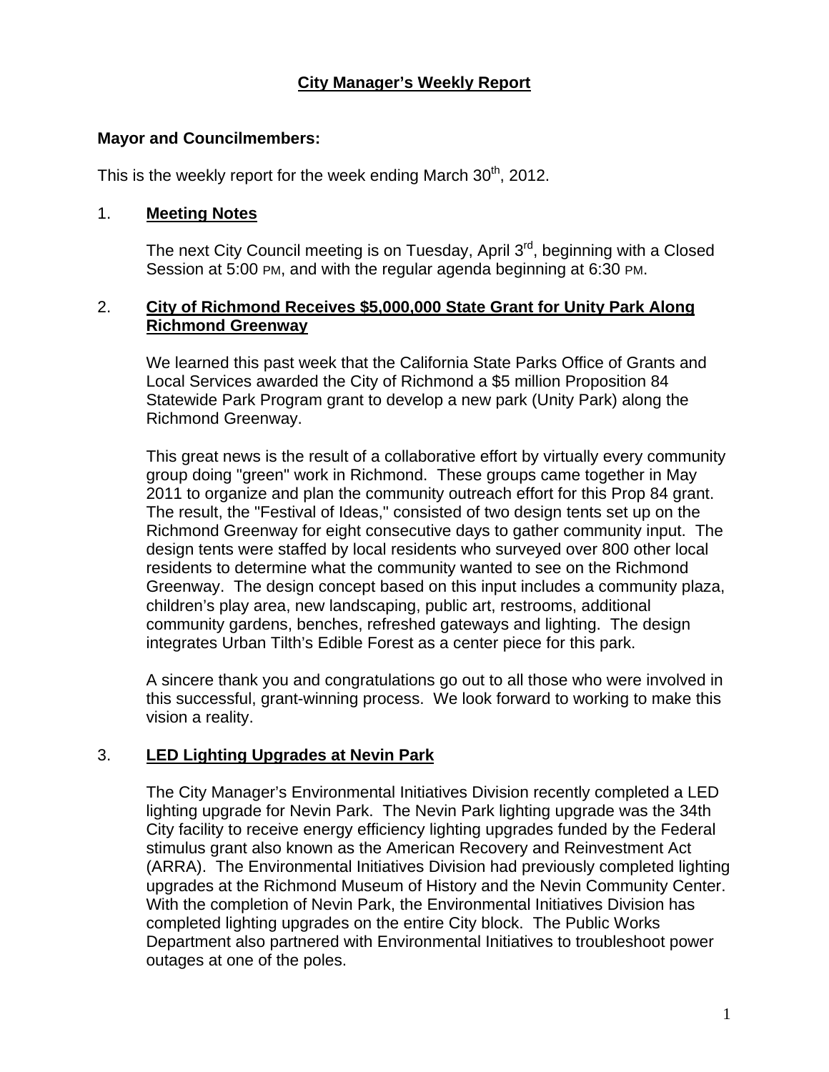# City Manager's Weekly Report

**Mayor and Councilmembers:**

This is the weekly report for the week ending March 30th, 2012.

1. **Meeting Notes**

   The next City Council meeting is on Tuesday, April 3rd, beginning with a Closed Session at 5:00 PM, and with the regular agenda beginning at 6:30 PM.

2. **City of Richmond Receives $5,000,000 State Grant for Unity Park Along Richmond Greenway**

   We learned this past week that the California State Parks Office of Grants and Local Services awarded the City of Richmond a $5 million Proposition 84 Statewide Park Program grant to develop a new park (Unity Park) along the Richmond Greenway.

   This great news is the result of a collaborative effort by virtually every community group doing "green" work in Richmond. These groups came together in May 2011 to organize and plan the community outreach effort for this Prop 84 grant. The result, the "Festival of Ideas," consisted of two design tents set up on the Richmond Greenway for eight consecutive days to gather community input. The design tents were staffed by local residents who surveyed over 800 other local residents to determine what the community wanted to see on the Richmond Greenway. The design concept based on this input includes a community plaza, children's play area, new landscaping, public art, restrooms, additional community gardens, benches, refreshed gateways and lighting. The design integrates Urban Tilth's Edible Forest as a center piece for this park.

   A sincere thank you and congratulations go out to all those who were involved in this successful, grant-winning process. We look forward to working to make this vision a reality.

3. **LED Lighting Upgrades at Nevin Park**

   The City Manager's Environmental Initiatives Division recently completed a LED lighting upgrade for Nevin Park. The Nevin Park lighting upgrade was the 34th City facility to receive energy efficiency lighting upgrades funded by the Federal stimulus grant also known as the American Recovery and Reinvestment Act (ARRA). The Environmental Initiatives Division had previously completed lighting upgrades at the Richmond Museum of History and the Nevin Community Center. With the completion of Nevin Park, the Environmental Initiatives Division has completed lighting upgrades on the entire City block. The Public Works Department also partnered with Environmental Initiatives to troubleshoot power outages at one of the poles.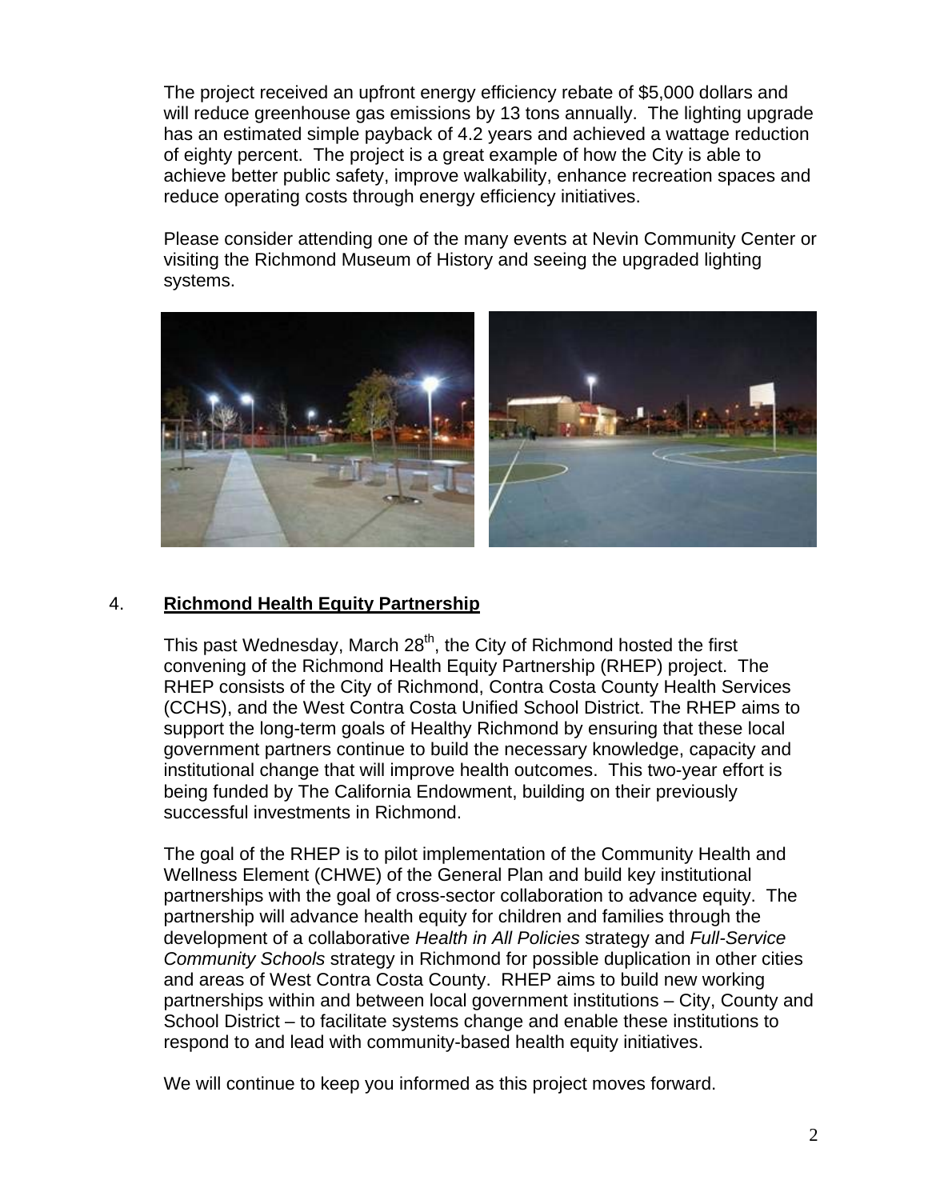The project received an upfront energy efficiency rebate of $5,000 dollars and will reduce greenhouse gas emissions by 13 tons annually. The lighting upgrade has an estimated simple payback of 4.2 years and achieved a wattage reduction of eighty percent. The project is a great example of how the City is able to achieve better public safety, improve walkability, enhance recreation spaces and reduce operating costs through energy efficiency initiatives.

Please consider attending one of the many events at Nevin Community Center or visiting the Richmond Museum of History and seeing the upgraded lighting systems.

4. **Richmond Health Equity Partnership**

This past Wednesday, March 28th, the City of Richmond hosted the first convening of the Richmond Health Equity Partnership (RHEP) project. The RHEP consists of the City of Richmond, Contra Costa County Health Services (CCHS), and the West Contra Costa Unified School District. The RHEP aims to support the long-term goals of Healthy Richmond by ensuring that these local government partners continue to build the necessary knowledge, capacity and institutional change that will improve health outcomes. This two-year effort is being funded by The California Endowment, building on their previously successful investments in Richmond.

The goal of the RHEP is to pilot implementation of the Community Health and Wellness Element (CHWE) of the General Plan and build key institutional partnerships with the goal of cross-sector collaboration to advance equity. The partnership will advance health equity for children and families through the development of a collaborative *Health in All Policies* strategy and *Full-Service Community Schools* strategy in Richmond for possible duplication in other cities and areas of West Contra Costa County. RHEP aims to build new working partnerships within and between local government institutions – City, County and School District – to facilitate systems change and enable these institutions to respond to and lead with community-based health equity initiatives.

We will continue to keep you informed as this project moves forward.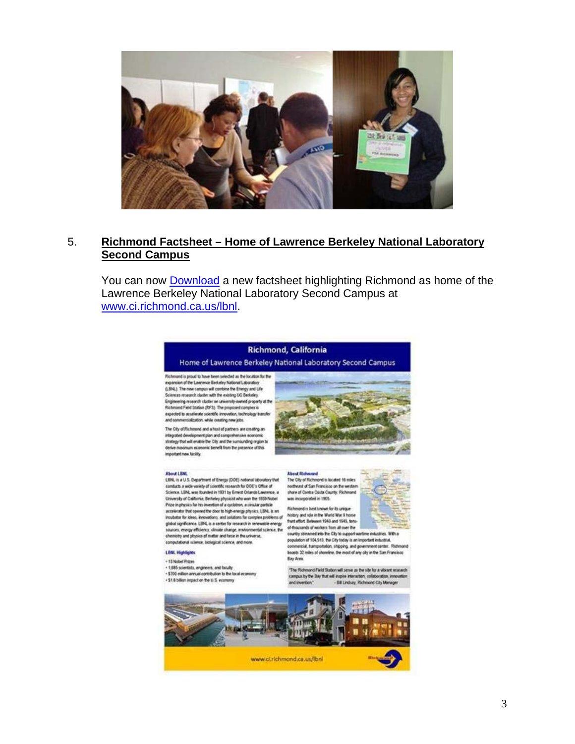5. **Richmond Factsheet – Home of Lawrence Berkeley National Laboratory Second Campus**

You can now Download a new factsheet highlighting Richmond as home of the Lawrence Berkeley National Laboratory Second Campus at www.ci.richmond.ca.us/lbnl.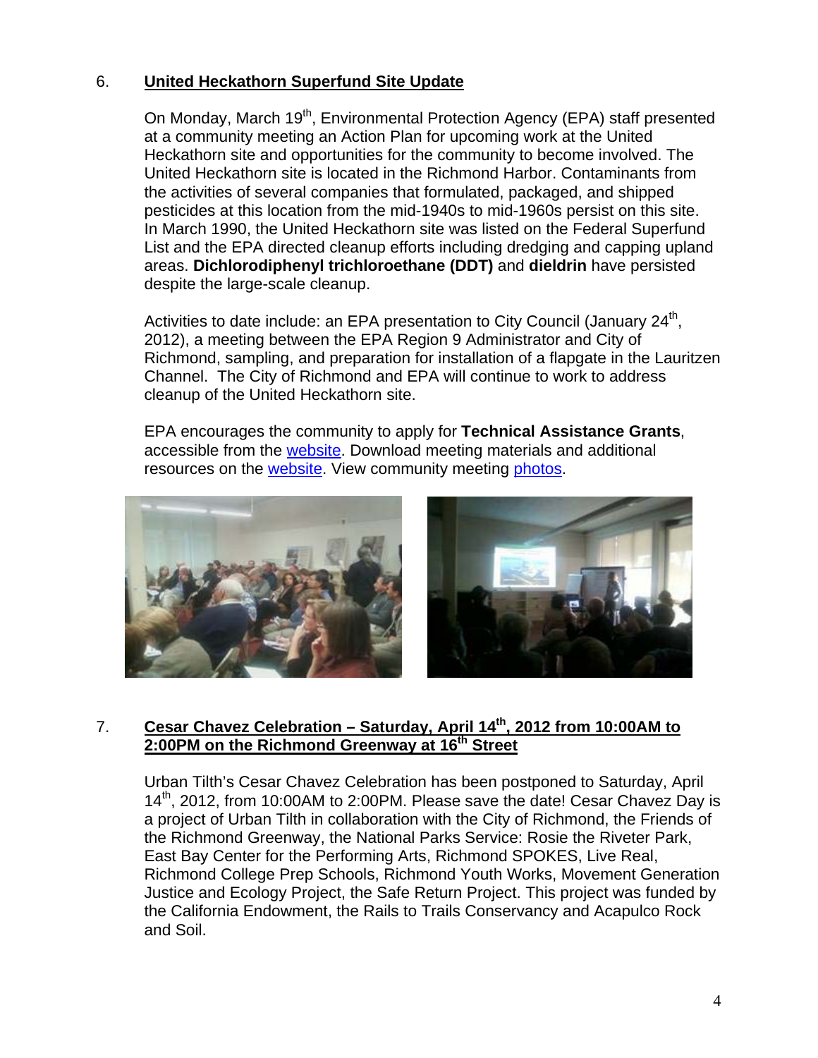6. **United Heckathorn Superfund Site Update**

On Monday, March 19th, Environmental Protection Agency (EPA) staff presented at a community meeting an Action Plan for upcoming work at the United Heckathorn site and opportunities for the community to become involved. The United Heckathorn site is located in the Richmond Harbor. Contaminants from the activities of several companies that formulated, packaged, and shipped pesticides at this location from the mid-1940s to mid-1960s persist on this site. In March 1990, the United Heckathorn site was listed on the Federal Superfund List and the EPA directed cleanup efforts including dredging and capping upland areas. **Dichlorodiphenyl trichloroethane (DDT)** and **dieldrin** have persisted despite the large-scale cleanup.

Activities to date include: an EPA presentation to City Council (January 24th, 2012), a meeting between the EPA Region 9 Administrator and City of Richmond, sampling, and preparation for installation of a flapgate in the Lauritzen Channel. The City of Richmond and EPA will continue to work to address cleanup of the United Heckathorn site.

EPA encourages the community to apply for **Technical Assistance Grants**, accessible from the website. Download meeting materials and additional resources on the website. View community meeting photos.

7. **Cesar Chavez Celebration – Saturday, April 14th, 2012 from 10:00AM to 2:00PM on the Richmond Greenway at 16th Street**

Urban Tilth's Cesar Chavez Celebration has been postponed to Saturday, April 14th, 2012, from 10:00AM to 2:00PM. Please save the date! Cesar Chavez Day is a project of Urban Tilth in collaboration with the City of Richmond, the Friends of the Richmond Greenway, the National Parks Service: Rosie the Riveter Park, East Bay Center for the Performing Arts, Richmond SPOKES, Live Real, Richmond College Prep Schools, Richmond Youth Works, Movement Generation Justice and Ecology Project, the Safe Return Project. This project was funded by the California Endowment, the Rails to Trails Conservancy and Acapulco Rock and Soil.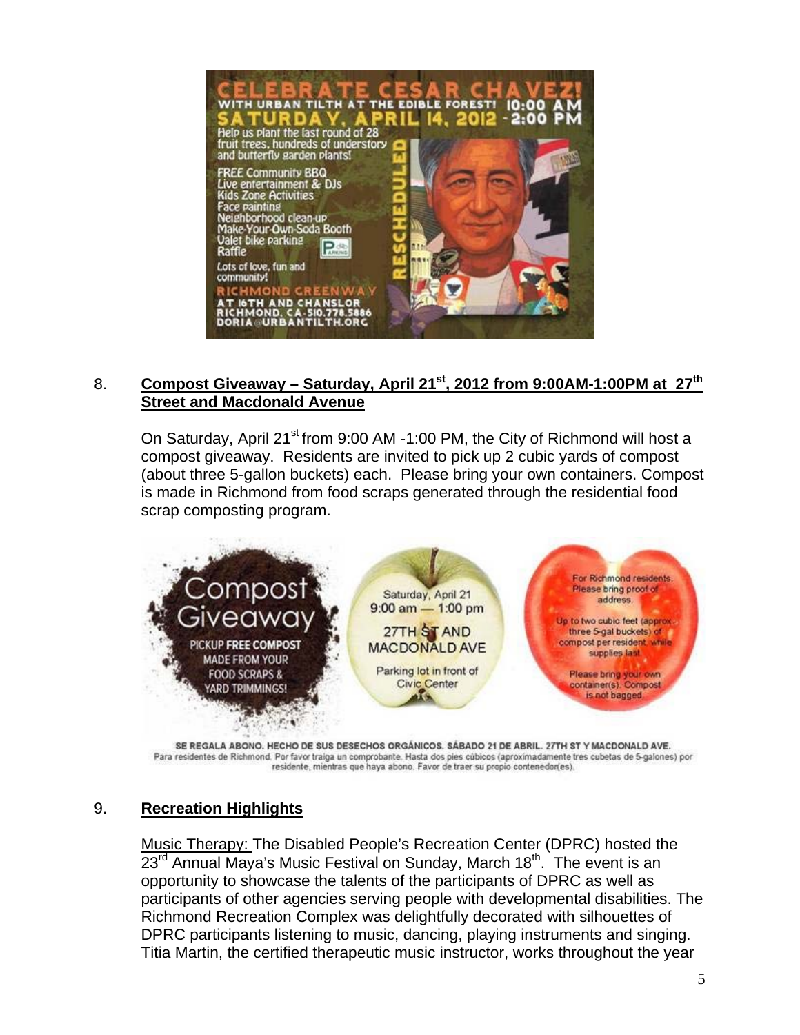CELEBRATE CESAR CHAVEZ!
WITH URBAN TILTH AT THE EDIBLE FOREST! 10:00 AM
SATURDAY, APRIL 14, 2012 - 2:00 PM

Help us plant the last round of 28 fruit trees, hundreds of understory and butterfly garden plants!

FREE Community BBQ
Live entertainment & DJs
Kids Zone Activities
Face painting
Neighborhood clean-up
Make-Your-Own-Soda Booth
Valet bike parking
Raffle

Lots of love, fun and community!

RESCHEDULED

RICHMOND GREENWAY
AT 16TH AND CHANSLOR
RICHMOND, CA · 510.778.5886
DORIA@URBANTILTH.ORG

8. **<u>Compost Giveaway – Saturday, April 21st, 2012 from 9:00AM-1:00PM at 27th Street and Macdonald Avenue</u>**

On Saturday, April 21st from 9:00 AM -1:00 PM, the City of Richmond will host a compost giveaway. Residents are invited to pick up 2 cubic yards of compost (about three 5-gallon buckets) each. Please bring your own containers. Compost is made in Richmond from food scraps generated through the residential food scrap composting program.

Compost Giveaway
PICKUP FREE COMPOST MADE FROM YOUR FOOD SCRAPS & YARD TRIMMINGS!

Saturday, April 21
9:00 am — 1:00 pm
27TH ST AND MACDONALD AVE
Parking lot in front of Civic Center

For Richmond residents. Please bring proof of address.
Up to two cubic feet (approx. three 5-gal buckets) of compost per resident, while supplies last.
Please bring your own container(s). Compost is not bagged.

SE REGALA ABONO. HECHO DE SUS DESECHOS ORGÁNICOS. SÁBADO 21 DE ABRIL. 27TH ST Y MACDONALD AVE.
Para residentes de Richmond. Por favor traiga un comprobante. Hasta dos pies cúbicos (aproximadamente tres cubetas de 5-galones) por residente, mientras que haya abono. Favor de traer su propio contenedor(es).

9. **<u>Recreation Highlights</u>**

<u>Music Therapy:</u> The Disabled People's Recreation Center (DPRC) hosted the 23rd Annual Maya's Music Festival on Sunday, March 18th. The event is an opportunity to showcase the talents of the participants of DPRC as well as participants of other agencies serving people with developmental disabilities. The Richmond Recreation Complex was delightfully decorated with silhouettes of DPRC participants listening to music, dancing, playing instruments and singing. Titia Martin, the certified therapeutic music instructor, works throughout the year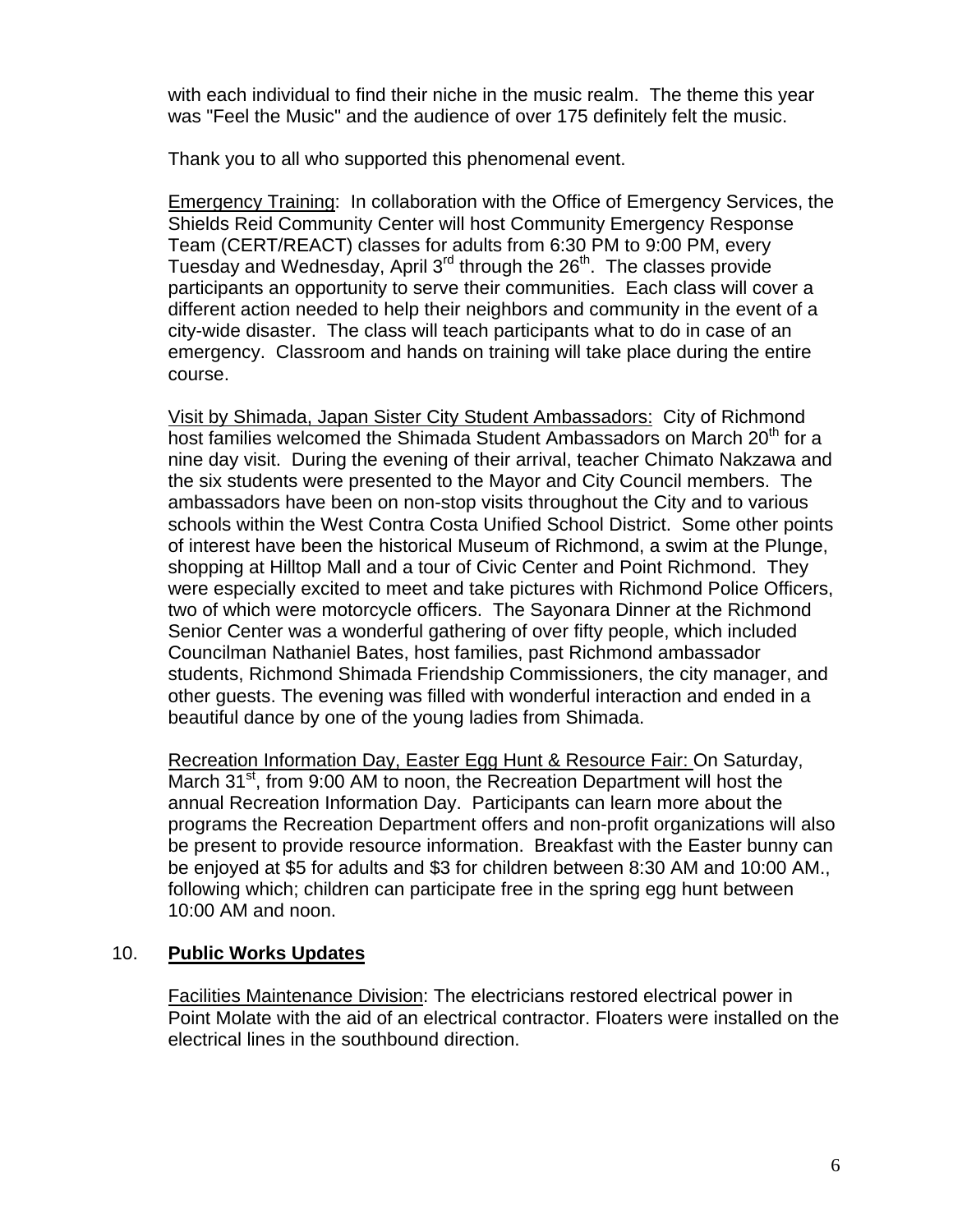with each individual to find their niche in the music realm. The theme this year was "Feel the Music" and the audience of over 175 definitely felt the music.

Thank you to all who supported this phenomenal event.

Emergency Training: In collaboration with the Office of Emergency Services, the Shields Reid Community Center will host Community Emergency Response Team (CERT/REACT) classes for adults from 6:30 PM to 9:00 PM, every Tuesday and Wednesday, April 3rd through the 26th. The classes provide participants an opportunity to serve their communities. Each class will cover a different action needed to help their neighbors and community in the event of a city-wide disaster. The class will teach participants what to do in case of an emergency. Classroom and hands on training will take place during the entire course.

Visit by Shimada, Japan Sister City Student Ambassadors: City of Richmond host families welcomed the Shimada Student Ambassadors on March 20th for a nine day visit. During the evening of their arrival, teacher Chimato Nakzawa and the six students were presented to the Mayor and City Council members. The ambassadors have been on non-stop visits throughout the City and to various schools within the West Contra Costa Unified School District. Some other points of interest have been the historical Museum of Richmond, a swim at the Plunge, shopping at Hilltop Mall and a tour of Civic Center and Point Richmond. They were especially excited to meet and take pictures with Richmond Police Officers, two of which were motorcycle officers. The Sayonara Dinner at the Richmond Senior Center was a wonderful gathering of over fifty people, which included Councilman Nathaniel Bates, host families, past Richmond ambassador students, Richmond Shimada Friendship Commissioners, the city manager, and other guests. The evening was filled with wonderful interaction and ended in a beautiful dance by one of the young ladies from Shimada.

Recreation Information Day, Easter Egg Hunt & Resource Fair: On Saturday, March 31st, from 9:00 AM to noon, the Recreation Department will host the annual Recreation Information Day. Participants can learn more about the programs the Recreation Department offers and non-profit organizations will also be present to provide resource information. Breakfast with the Easter bunny can be enjoyed at $5 for adults and $3 for children between 8:30 AM and 10:00 AM., following which; children can participate free in the spring egg hunt between 10:00 AM and noon.

## 10. **Public Works Updates**

Facilities Maintenance Division: The electricians restored electrical power in Point Molate with the aid of an electrical contractor. Floaters were installed on the electrical lines in the southbound direction.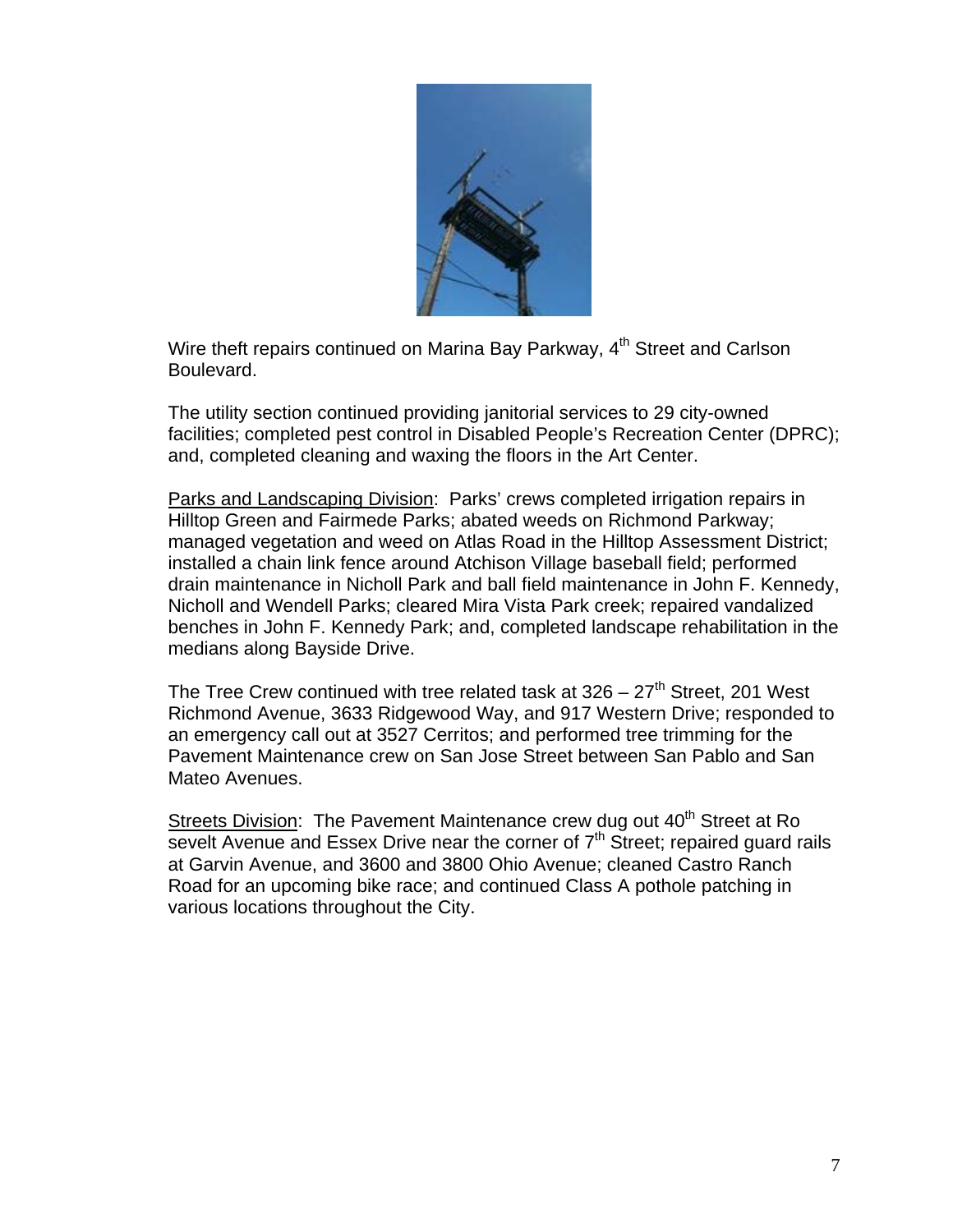Wire theft repairs continued on Marina Bay Parkway, 4th Street and Carlson Boulevard.

The utility section continued providing janitorial services to 29 city-owned facilities; completed pest control in Disabled People's Recreation Center (DPRC); and, completed cleaning and waxing the floors in the Art Center.

Parks and Landscaping Division: Parks' crews completed irrigation repairs in Hilltop Green and Fairmede Parks; abated weeds on Richmond Parkway; managed vegetation and weed on Atlas Road in the Hilltop Assessment District; installed a chain link fence around Atchison Village baseball field; performed drain maintenance in Nicholl Park and ball field maintenance in John F. Kennedy, Nicholl and Wendell Parks; cleared Mira Vista Park creek; repaired vandalized benches in John F. Kennedy Park; and, completed landscape rehabilitation in the medians along Bayside Drive.

The Tree Crew continued with tree related task at 326 – 27th Street, 201 West Richmond Avenue, 3633 Ridgewood Way, and 917 Western Drive; responded to an emergency call out at 3527 Cerritos; and performed tree trimming for the Pavement Maintenance crew on San Jose Street between San Pablo and San Mateo Avenues.

Streets Division: The Pavement Maintenance crew dug out 40th Street at Ro sevelt Avenue and Essex Drive near the corner of 7th Street; repaired guard rails at Garvin Avenue, and 3600 and 3800 Ohio Avenue; cleaned Castro Ranch Road for an upcoming bike race; and continued Class A pothole patching in various locations throughout the City.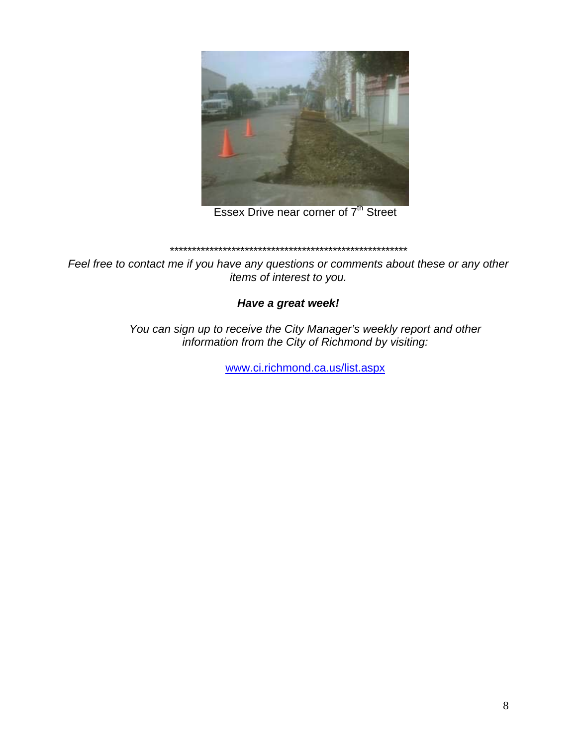Essex Drive near corner of $7^{th}$ Street

********************************************************

*Feel free to contact me if you have any questions or comments about these or any other items of interest to you.*

***Have a great week!***

*You can sign up to receive the City Manager's weekly report and other information from the City of Richmond by visiting:*

[www.ci.richmond.ca.us/list.aspx](www.ci.richmond.ca.us/list.aspx)